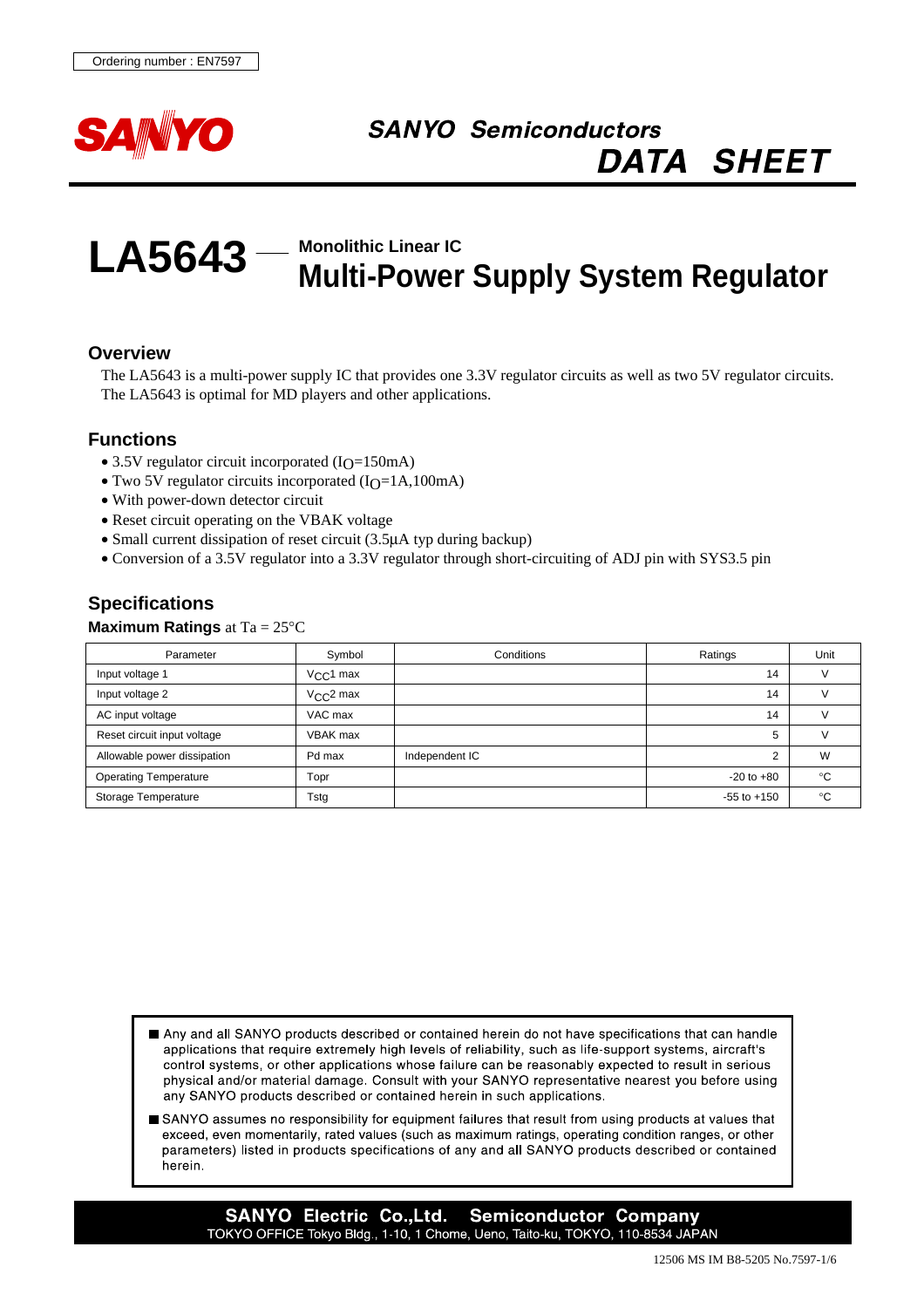Ordering number : EN7597

SANYO

SANYO Semiconductors
DATA SHEET

# LA5643 — Monolithic Linear IC
# Multi-Power Supply System Regulator

## Overview

The LA5643 is a multi-power supply IC that provides one 3.3V regulator circuits as well as two 5V regulator circuits. The LA5643 is optimal for MD players and other applications.

## Functions

- 3.5V regulator circuit incorporated ($I_O$=150mA)
- Two 5V regulator circuits incorporated ($I_O$=1A,100mA)
- With power-down detector circuit
- Reset circuit operating on the VBAK voltage
- Small current dissipation of reset circuit (3.5µA typ during backup)
- Conversion of a 3.5V regulator into a 3.3V regulator through short-circuiting of ADJ pin with SYS3.5 pin

## Specifications

**Maximum Ratings** at Ta = 25°C

| Parameter | Symbol | Conditions | Ratings | Unit |
|---|---|---|---|---|
| Input voltage 1 | $V_{CC}1$ max | | 14 | V |
| Input voltage 2 | $V_{CC}2$ max | | 14 | V |
| AC input voltage | VAC max | | 14 | V |
| Reset circuit input voltage | VBAK max | | 5 | V |
| Allowable power dissipation | Pd max | Independent IC | 2 | W |
| Operating Temperature | Topr | | -20 to +80 | °C |
| Storage Temperature | Tstg | | -55 to +150 | °C |

- Any and all SANYO products described or contained herein do not have specifications that can handle applications that require extremely high levels of reliability, such as life-support systems, aircraft's control systems, or other applications whose failure can be reasonably expected to result in serious physical and/or material damage. Consult with your SANYO representative nearest you before using any SANYO products described or contained herein in such applications.
- SANYO assumes no responsibility for equipment failures that result from using products at values that exceed, even momentarily, rated values (such as maximum ratings, operating condition ranges, or other parameters) listed in products specifications of any and all SANYO products described or contained herein.

**SANYO Electric Co.,Ltd. Semiconductor Company**
TOKYO OFFICE Tokyo Bldg., 1-10, 1 Chome, Ueno, Taito-ku, TOKYO, 110-8534 JAPAN

12506 MS IM B8-5205 No.7597-1/6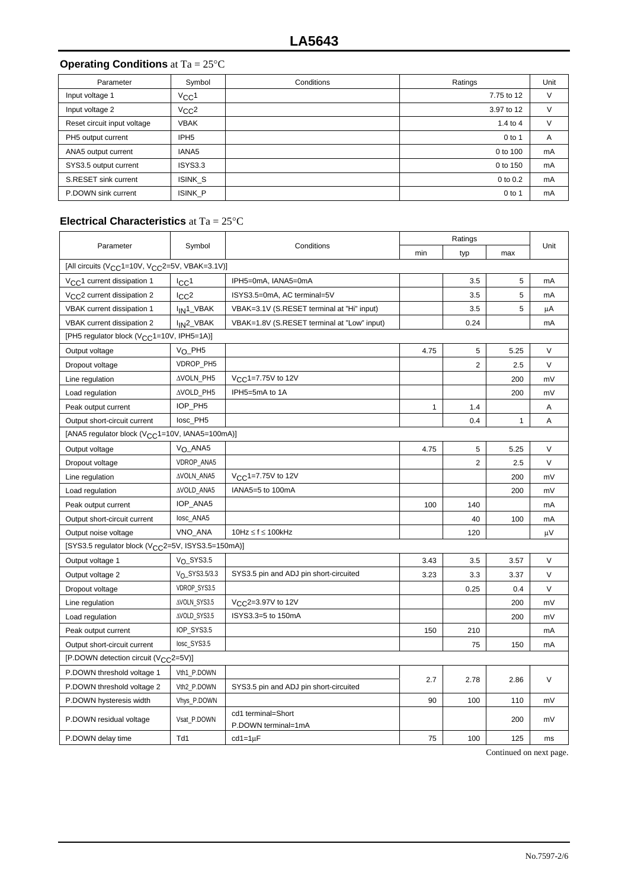# LA5643

## Operating Conditions at Ta = 25°C

| Parameter | Symbol | Conditions | Ratings | Unit |
|---|---|---|---|---|
| Input voltage 1 | $V_{CC}1$ | | 7.75 to 12 | V |
| Input voltage 2 | $V_{CC}2$ | | 3.97 to 12 | V |
| Reset circuit input voltage | VBAK | | 1.4 to 4 | V |
| PH5 output current | IPH5 | | 0 to 1 | A |
| ANA5 output current | IANA5 | | 0 to 100 | mA |
| SYS3.5 output current | ISYS3.3 | | 0 to 150 | mA |
| S.RESET sink current | ISINK_S | | 0 to 0.2 | mA |
| P.DOWN sink current | ISINK_P | | 0 to 1 | mA |

## Electrical Characteristics at Ta = 25°C

| Parameter | Symbol | Conditions | Ratings | | | Unit |
|---|---|---|---|---|---|---|
| | | | min | typ | max | |
| [All circuits ($V_{CC}1$=10V, $V_{CC}2$=5V, VBAK=3.1V)] | | | | | | |
| $V_{CC}1$ current dissipation 1 | $I_{CC}1$ | IPH5=0mA, IANA5=0mA | | 3.5 | 5 | mA |
| $V_{CC}2$ current dissipation 2 | $I_{CC}2$ | ISYS3.5=0mA, AC terminal=5V | | 3.5 | 5 | mA |
| VBAK current dissipation 1 | $I_{IN}1$_VBAK | VBAK=3.1V (S.RESET terminal at "Hi" input) | | 3.5 | 5 | μA |
| VBAK current dissipation 2 | $I_{IN}2$_VBAK | VBAK=1.8V (S.RESET terminal at "Low" input) | | 0.24 | | mA |
| [PH5 regulator block ($V_{CC}1$=10V, IPH5=1A)] | | | | | | |
| Output voltage | $V_O$_PH5 | | 4.75 | 5 | 5.25 | V |
| Dropout voltage | VDROP_PH5 | | | 2 | 2.5 | V |
| Line regulation | ΔVOLN_PH5 | $V_{CC}1$=7.75V to 12V | | | 200 | mV |
| Load regulation | ΔVOLD_PH5 | IPH5=5mA to 1A | | | 200 | mV |
| Peak output current | IOP_PH5 | | 1 | 1.4 | | A |
| Output short-circuit current | Iosc_PH5 | | | 0.4 | 1 | A |
| [ANA5 regulator block ($V_{CC}1$=10V, IANA5=100mA)] | | | | | | |
| Output voltage | $V_O$_ANA5 | | 4.75 | 5 | 5.25 | V |
| Dropout voltage | VDROP_ANA5 | | | 2 | 2.5 | V |
| Line regulation | ΔVOLN_ANA5 | $V_{CC}1$=7.75V to 12V | | | 200 | mV |
| Load regulation | ΔVOLD_ANA5 | IANA5=5 to 100mA | | | 200 | mV |
| Peak output current | IOP_ANA5 | | 100 | 140 | | mA |
| Output short-circuit current | Iosc_ANA5 | | | 40 | 100 | mA |
| Output noise voltage | VNO_ANA | 10Hz ≤ f ≤ 100kHz | | 120 | | μV |
| [SYS3.5 regulator block ($V_{CC}2$=5V, ISYS3.5=150mA)] | | | | | | |
| Output voltage 1 | $V_O$_SYS3.5 | | 3.43 | 3.5 | 3.57 | V |
| Output voltage 2 | $V_O$_SYS3.5/3.3 | SYS3.5 pin and ADJ pin short-circuited | 3.23 | 3.3 | 3.37 | V |
| Dropout voltage | VDROP_SYS3.5 | | | 0.25 | 0.4 | V |
| Line regulation | ΔVOLN_SYS3.5 | $V_{CC}2$=3.97V to 12V | | | 200 | mV |
| Load regulation | ΔVOLD_SYS3.5 | ISYS3.3=5 to 150mA | | | 200 | mV |
| Peak output current | IOP_SYS3.5 | | 150 | 210 | | mA |
| Output short-circuit current | Iosc_SYS3.5 | | | 75 | 150 | mA |
| [P.DOWN detection circuit ($V_{CC}2$=5V)] | | | | | | |
| P.DOWN threshold voltage 1 | Vth1_P.DOWN | | 2.7 | 2.78 | 2.86 | V |
| P.DOWN threshold voltage 2 | Vth2_P.DOWN | SYS3.5 pin and ADJ pin short-circuited | | | | |
| P.DOWN hysteresis width | Vhys_P.DOWN | | 90 | 100 | 110 | mV |
| P.DOWN residual voltage | Vsat_P.DOWN | cd1 terminal=Short P.DOWN terminal=1mA | | | 200 | mV |
| P.DOWN delay time | Td1 | cd1=1μF | 75 | 100 | 125 | ms |

Continued on next page.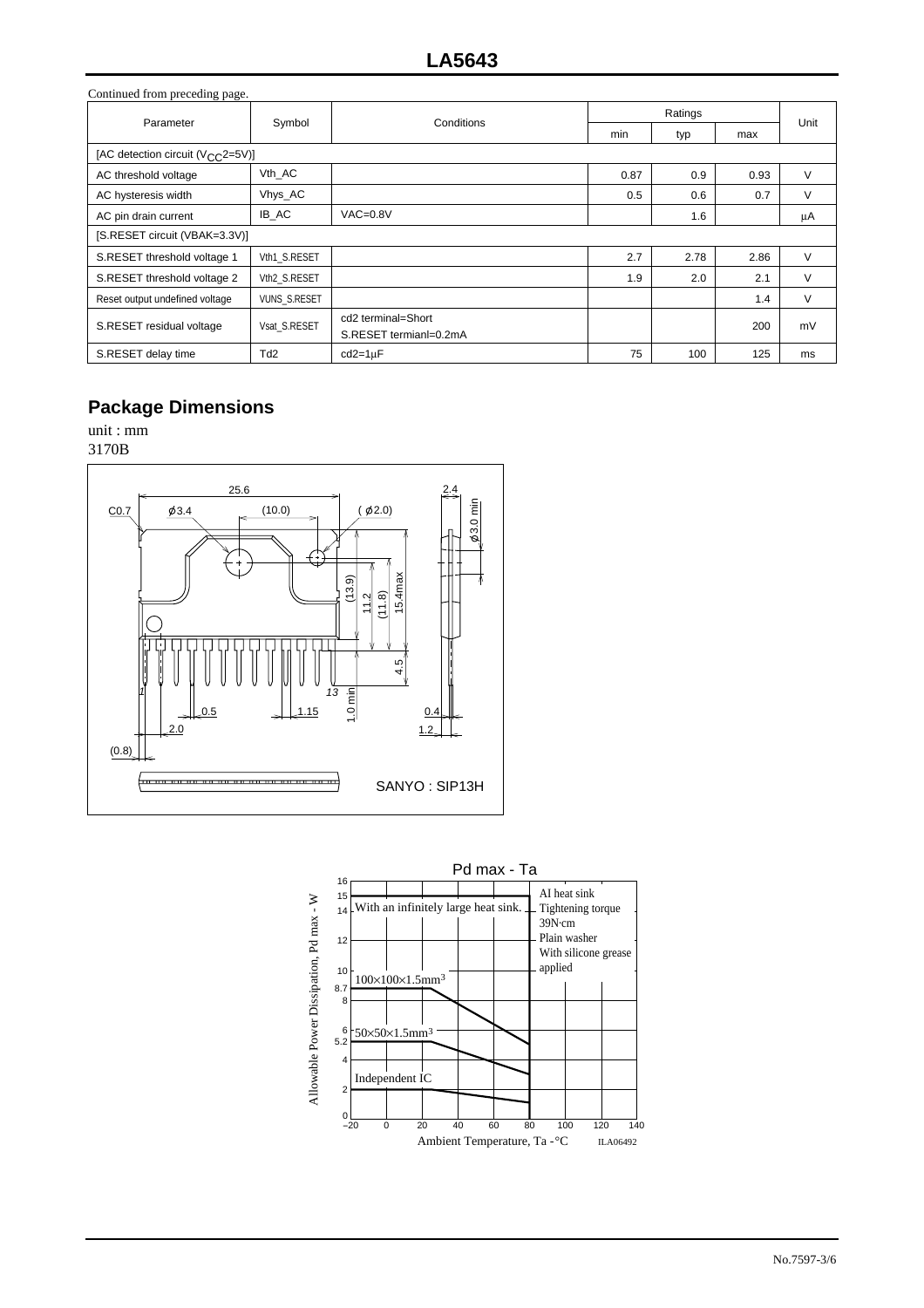Continued from preceding page.

| Parameter | Symbol | Conditions | Ratings | | | Unit |
|---|---|---|---|---|---|---|
| | | | min | typ | max | |
| [AC detection circuit ($V_{CC}2$=5V)] | | | | | | |
| AC threshold voltage | Vth_AC | | 0.87 | 0.9 | 0.93 | V |
| AC hysteresis width | Vhys_AC | | 0.5 | 0.6 | 0.7 | V |
| AC pin drain current | IB_AC | VAC=0.8V | | 1.6 | | μA |
| [S.RESET circuit (VBAK=3.3V)] | | | | | | |
| S.RESET threshold voltage 1 | Vth1_S.RESET | | 2.7 | 2.78 | 2.86 | V |
| S.RESET threshold voltage 2 | Vth2_S.RESET | | 1.9 | 2.0 | 2.1 | V |
| Reset output undefined voltage | VUNS_S.RESET | | | | 1.4 | V |
| S.RESET residual voltage | Vsat_S.RESET | cd2 terminal=Short S.RESET termianl=0.2mA | | | 200 | mV |
| S.RESET delay time | Td2 | cd2=1μF | 75 | 100 | 125 | ms |

## Package Dimensions

unit : mm

3170B

SANYO : SIP13H

Pd max - Ta

ILA06492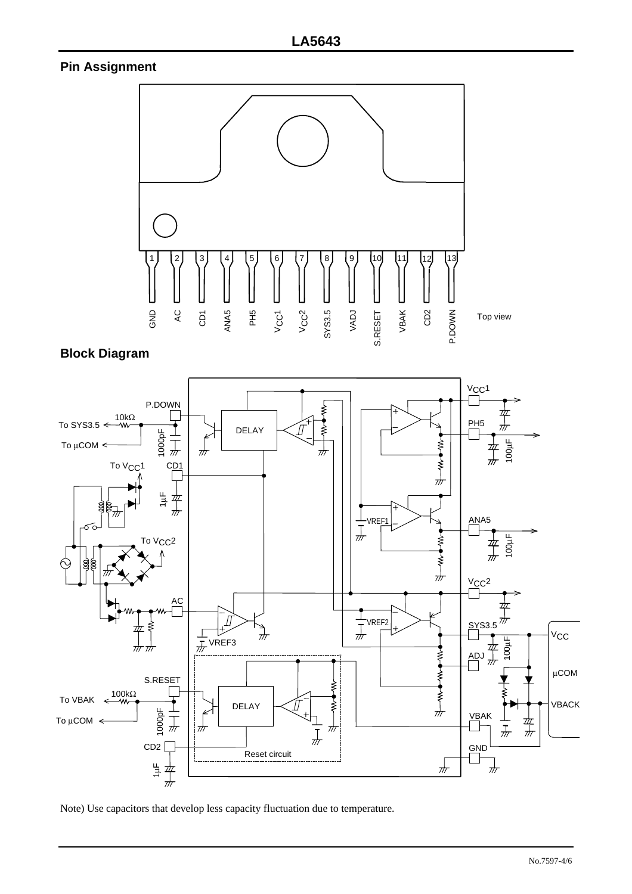## Pin Assignment

| Pin | Name |
|---|---|
| 1 | GND |
| 2 | AC |
| 3 | CD1 |
| 4 | ANA5 |
| 5 | PH5 |
| 6 | $V_{CC}1$ |
| 7 | $V_{CC}2$ |
| 8 | SYS3.5 |
| 9 | VADJ |
| 10 | S.RESET |
| 11 | VBAK |
| 12 | CD2 |
| 13 | P.DOWN |

Top view

## Block Diagram

Note) Use capacitors that develop less capacity fluctuation due to temperature.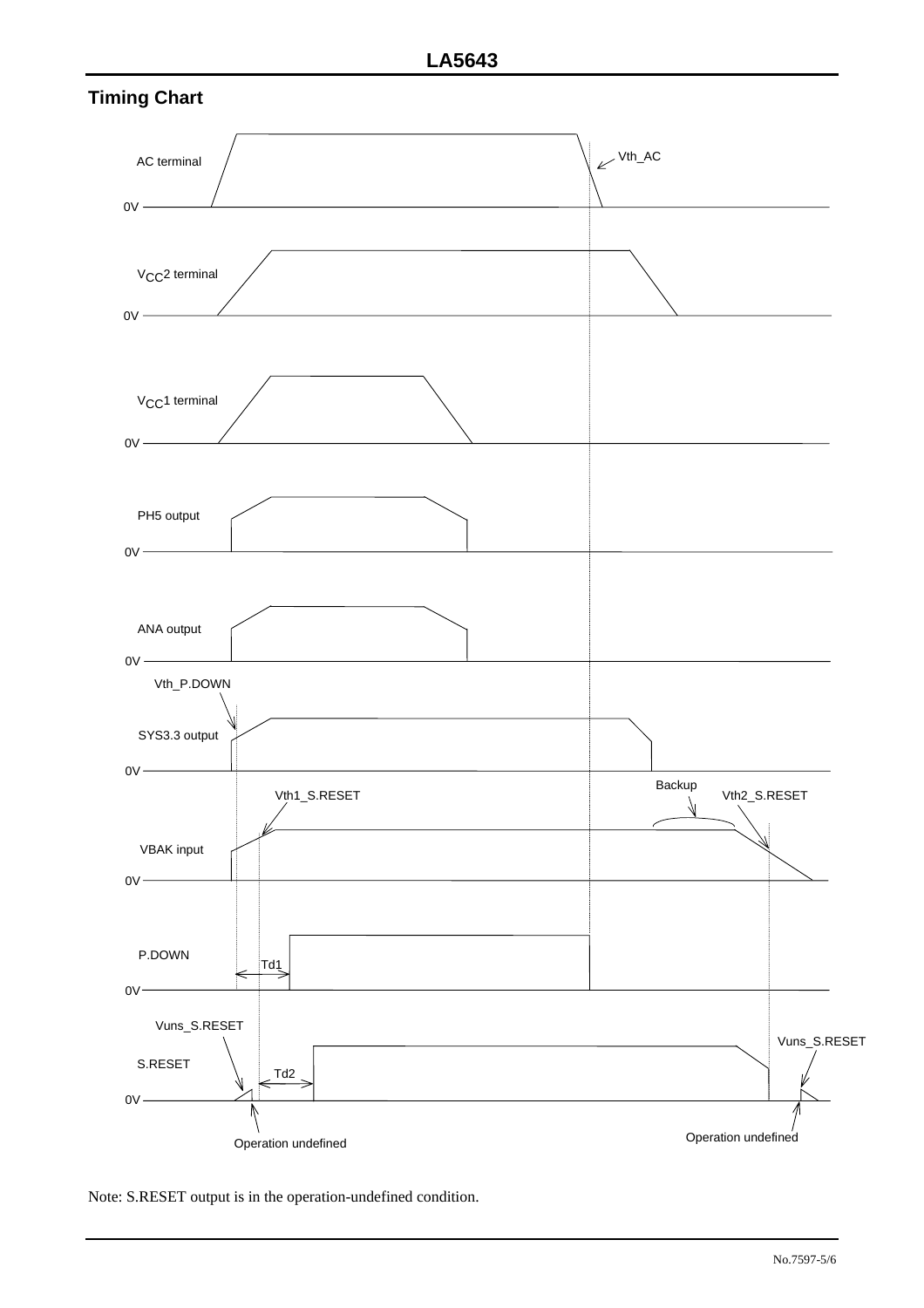## Timing Chart

AC terminal

Vth_AC

0V

$V_{CC}$2 terminal

0V

$V_{CC}$1 terminal

0V

PH5 output

0V

ANA output

0V

Vth_P.DOWN

SYS3.3 output

0V

Backup

Vth1_S.RESET

Vth2_S.RESET

VBAK input

0V

P.DOWN

Td1

0V

Vuns_S.RESET

Vuns_S.RESET

S.RESET

Td2

0V

Operation undefined

Operation undefined

Note: S.RESET output is in the operation-undefined condition.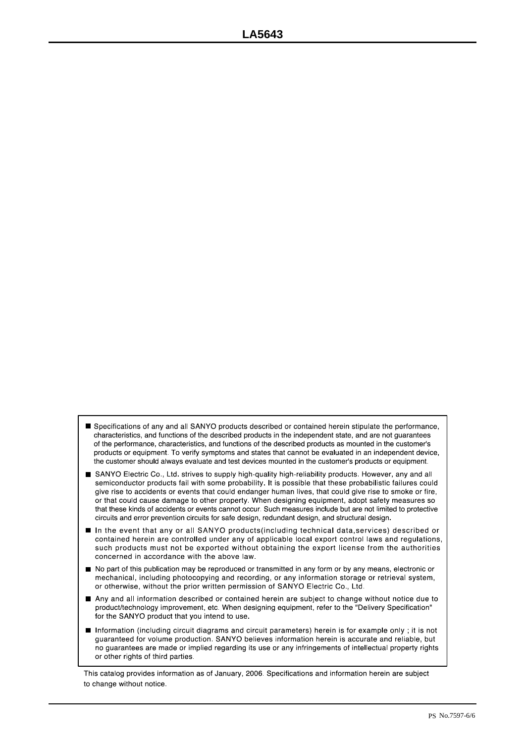- Specifications of any and all SANYO products described or contained herein stipulate the performance, characteristics, and functions of the described products in the independent state, and are not guarantees of the performance, characteristics, and functions of the described products as mounted in the customer's products or equipment. To verify symptoms and states that cannot be evaluated in an independent device, the customer should always evaluate and test devices mounted in the customer's products or equipment.
- SANYO Electric Co., Ltd. strives to supply high-quality high-reliability products. However, any and all semiconductor products fail with some probability. It is possible that these probabilistic failures could give rise to accidents or events that could endanger human lives, that could give rise to smoke or fire, or that could cause damage to other property. When designing equipment, adopt safety measures so that these kinds of accidents or events cannot occur. Such measures include but are not limited to protective circuits and error prevention circuits for safe design, redundant design, and structural design.
- In the event that any or all SANYO products(including technical data,services) described or contained herein are controlled under any of applicable local export control laws and regulations, such products must not be exported without obtaining the export license from the authorities concerned in accordance with the above law.
- No part of this publication may be reproduced or transmitted in any form or by any means, electronic or mechanical, including photocopying and recording, or any information storage or retrieval system, or otherwise, without the prior written permission of SANYO Electric Co., Ltd.
- Any and all information described or contained herein are subject to change without notice due to product/technology improvement, etc. When designing equipment, refer to the "Delivery Specification" for the SANYO product that you intend to use.
- Information (including circuit diagrams and circuit parameters) herein is for example only ; it is not guaranteed for volume production. SANYO believes information herein is accurate and reliable, but no guarantees are made or implied regarding its use or any infringements of intellectual property rights or other rights of third parties.

This catalog provides information as of January, 2006. Specifications and information herein are subject to change without notice.